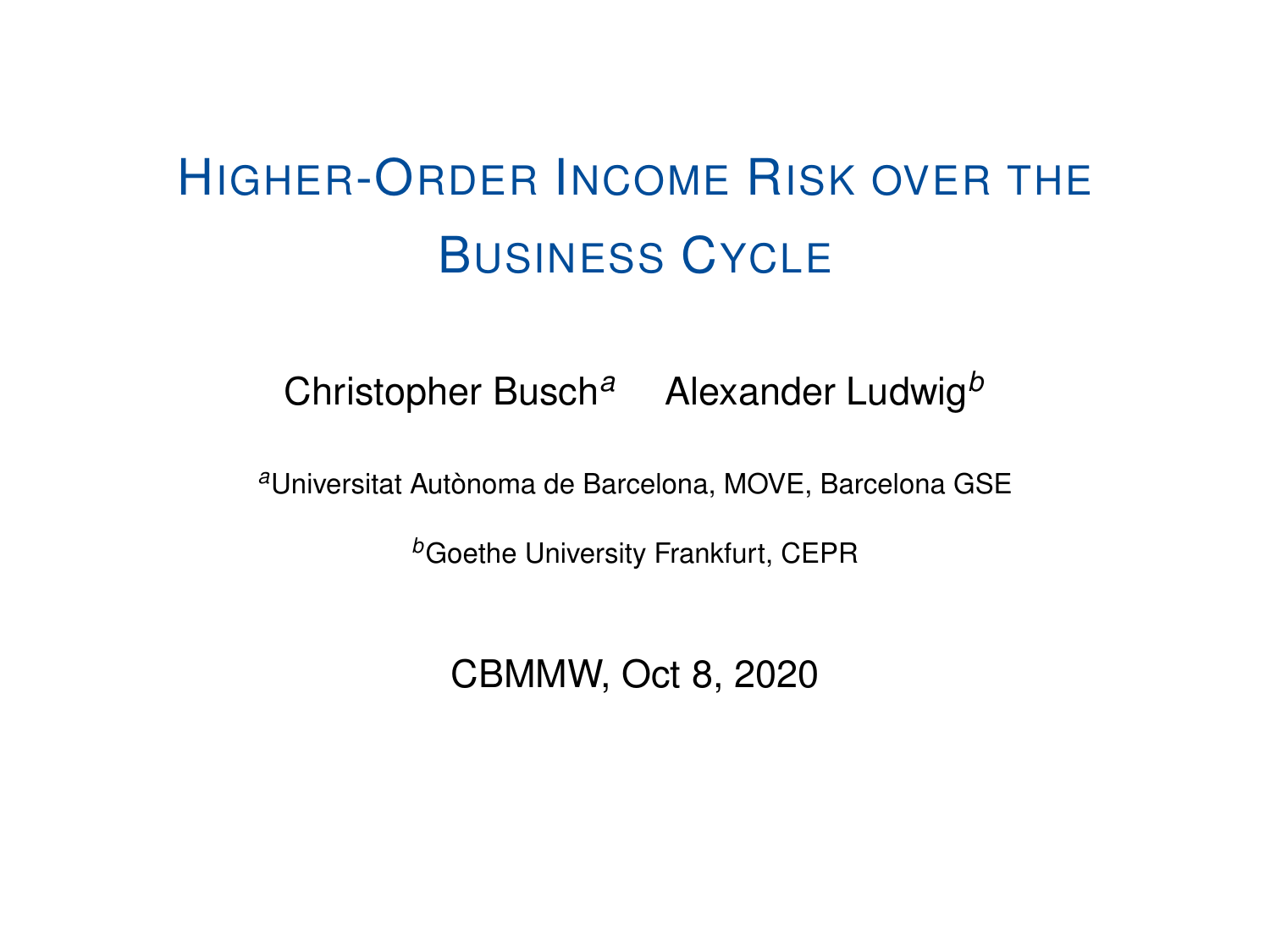# Higher-Order Income Risk over the Business Cycle

Christopher Busch[a] Alexander Ludwig[b]

[a]Universitat Autònoma de Barcelona, MOVE, Barcelona GSE

[b]Goethe University Frankfurt, CEPR

CBMMW, Oct 8, 2020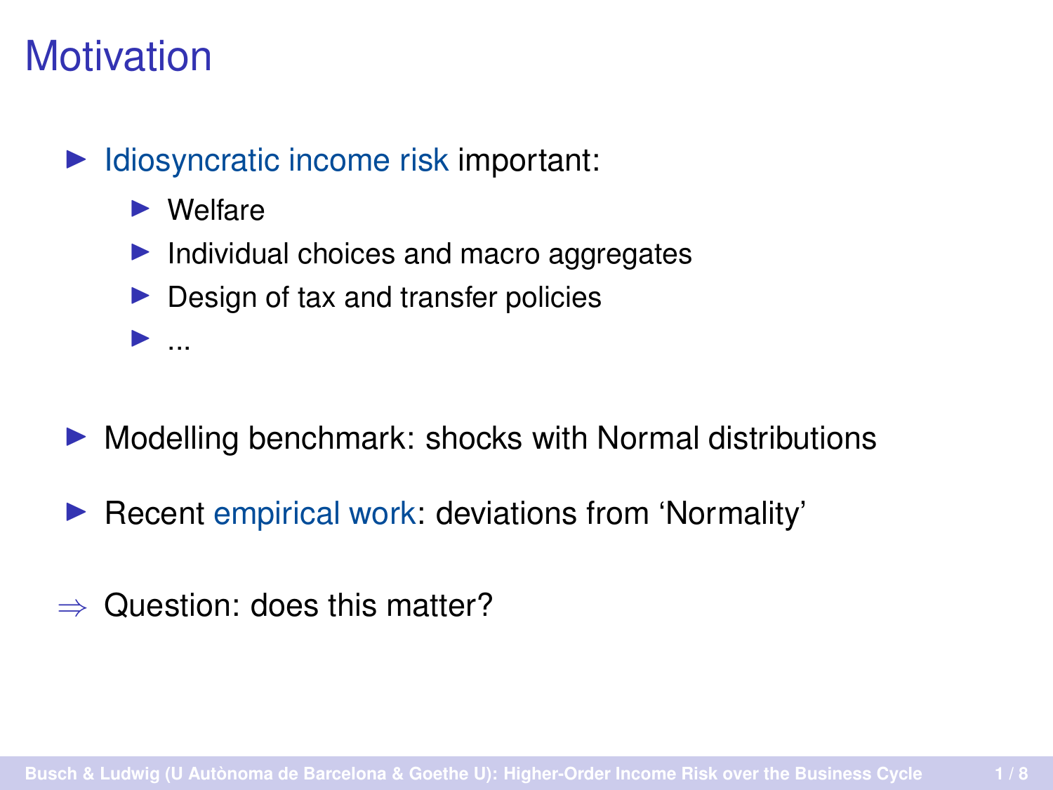# Motivation

- Idiosyncratic income risk important:
  - Welfare
  - Individual choices and macro aggregates
  - Design of tax and transfer policies
  - ...

- Modelling benchmark: shocks with Normal distributions

- Recent empirical work: deviations from 'Normality'

$\Rightarrow$ Question: does this matter?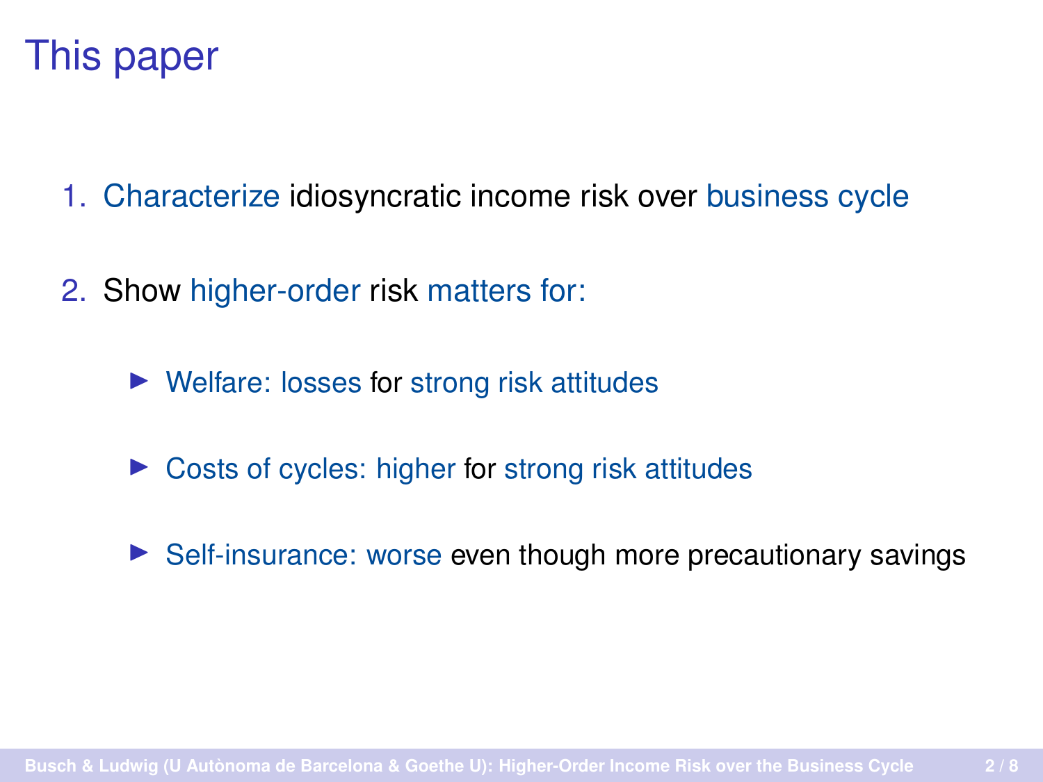# This paper

1. Characterize idiosyncratic income risk over business cycle
2. Show higher-order risk matters for:
   - Welfare: losses for strong risk attitudes
   - Costs of cycles: higher for strong risk attitudes
   - Self-insurance: worse even though more precautionary savings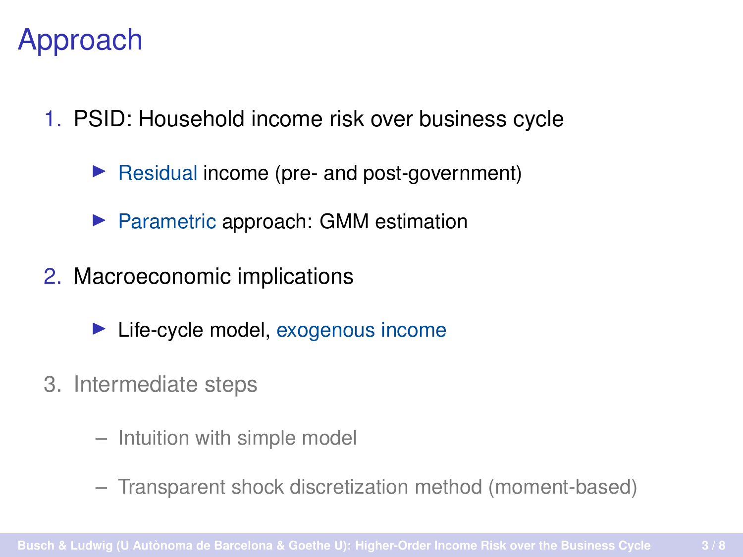# Approach

1. PSID: Household income risk over business cycle
   - Residual income (pre- and post-government)
   - Parametric approach: GMM estimation
2. Macroeconomic implications
   - Life-cycle model, exogenous income
3. Intermediate steps
   - Intuition with simple model
   - Transparent shock discretization method (moment-based)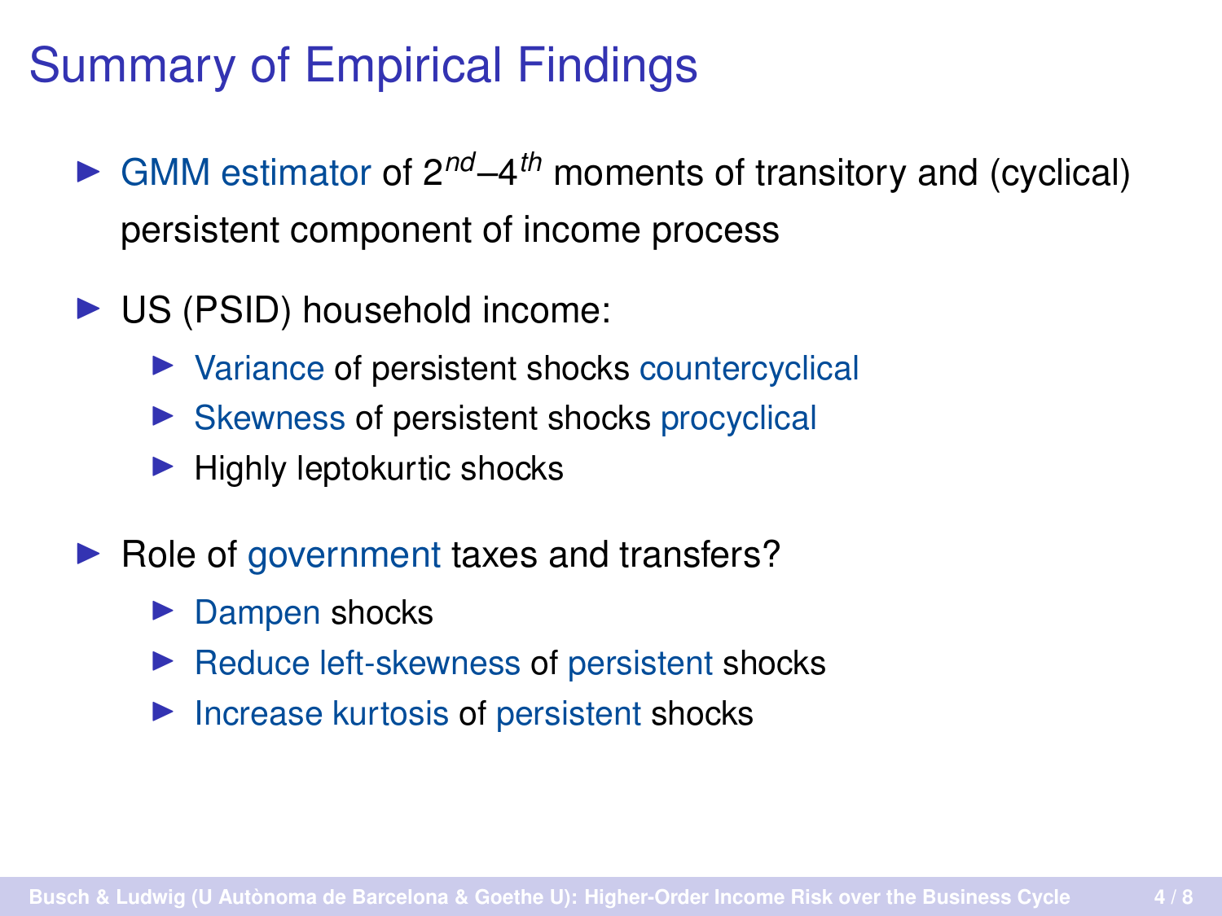# Summary of Empirical Findings

- GMM estimator of $2^{nd}$–$4^{th}$ moments of transitory and (cyclical) persistent component of income process
- US (PSID) household income:
  - Variance of persistent shocks countercyclical
  - Skewness of persistent shocks procyclical
  - Highly leptokurtic shocks
- Role of government taxes and transfers?
  - Dampen shocks
  - Reduce left-skewness of persistent shocks
  - Increase kurtosis of persistent shocks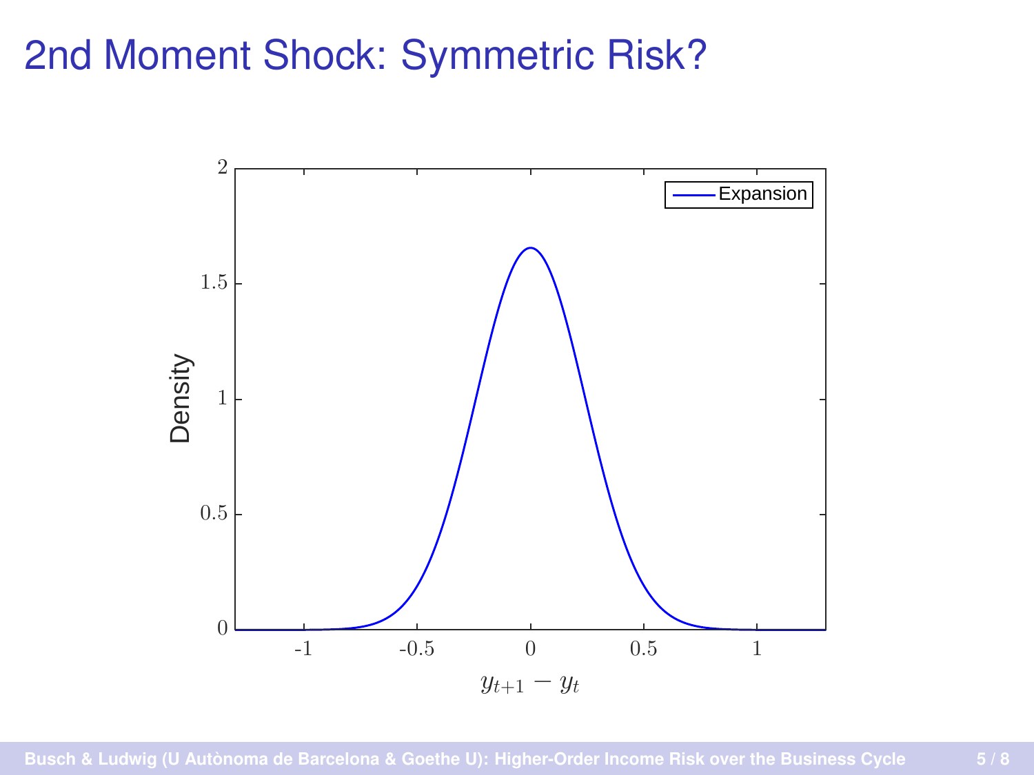# 2nd Moment Shock: Symmetric Risk?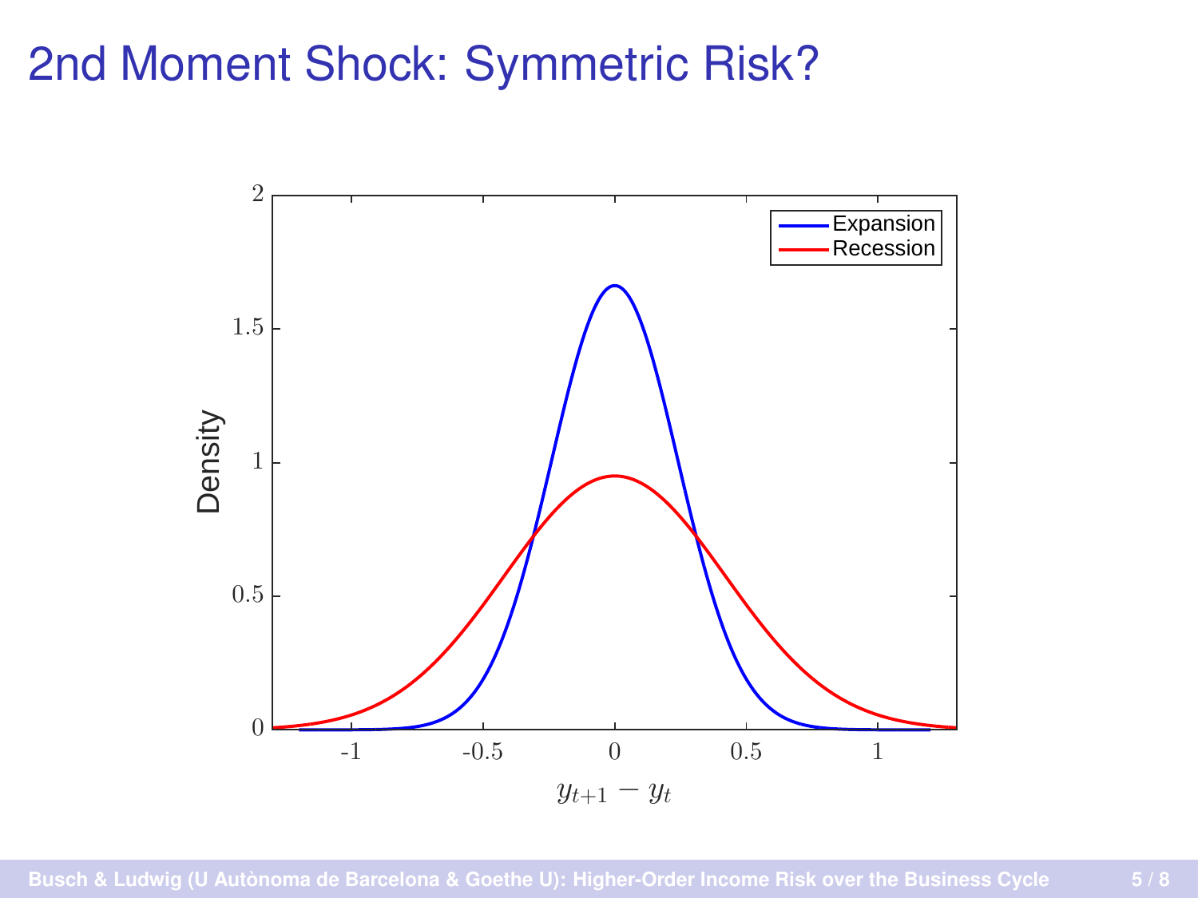# 2nd Moment Shock: Symmetric Risk?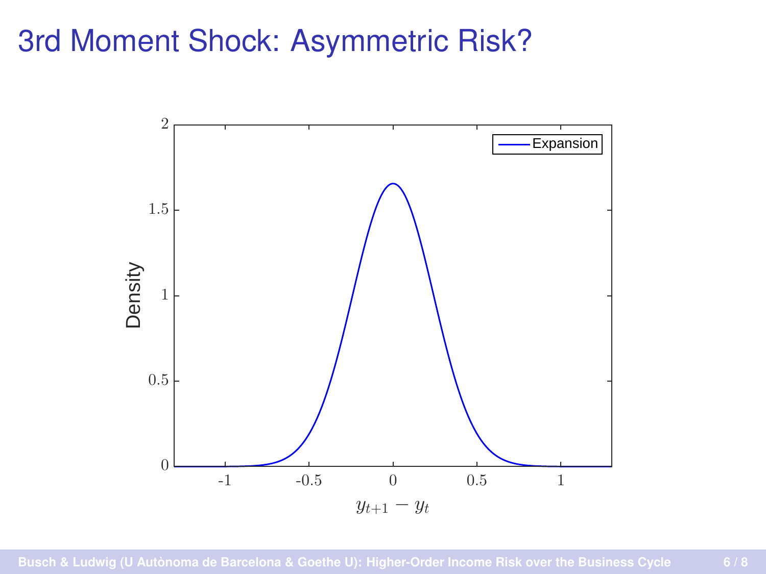# 3rd Moment Shock: Asymmetric Risk?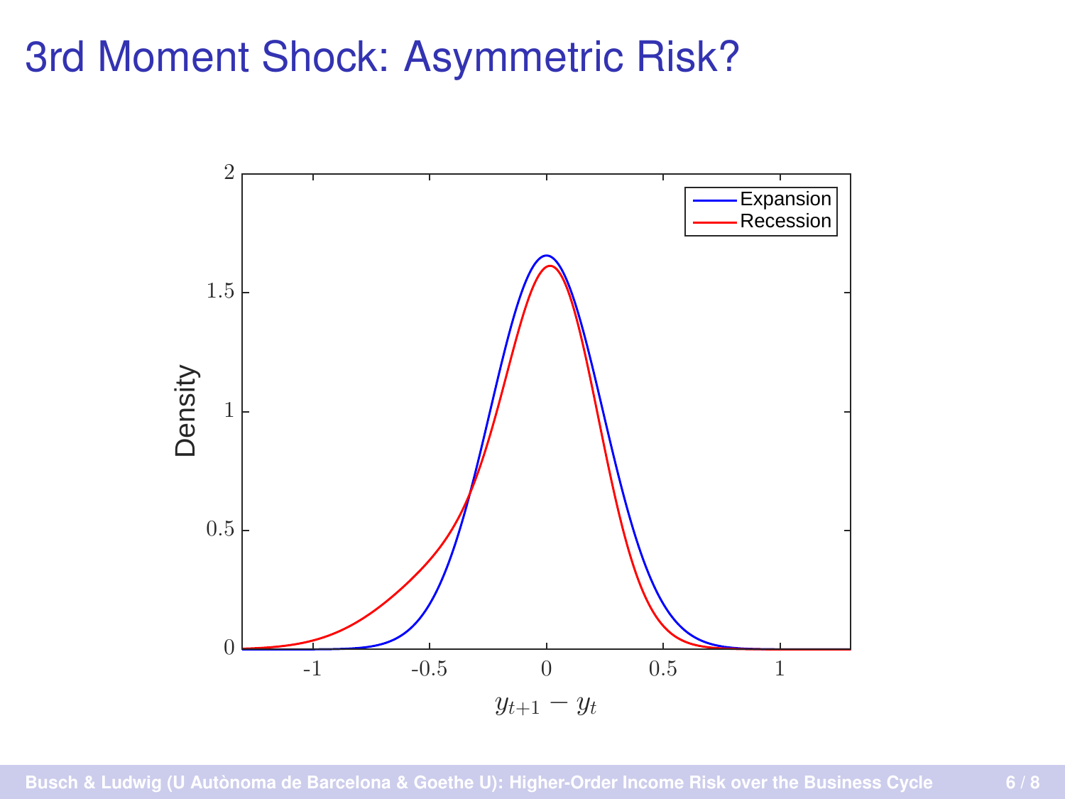# 3rd Moment Shock: Asymmetric Risk?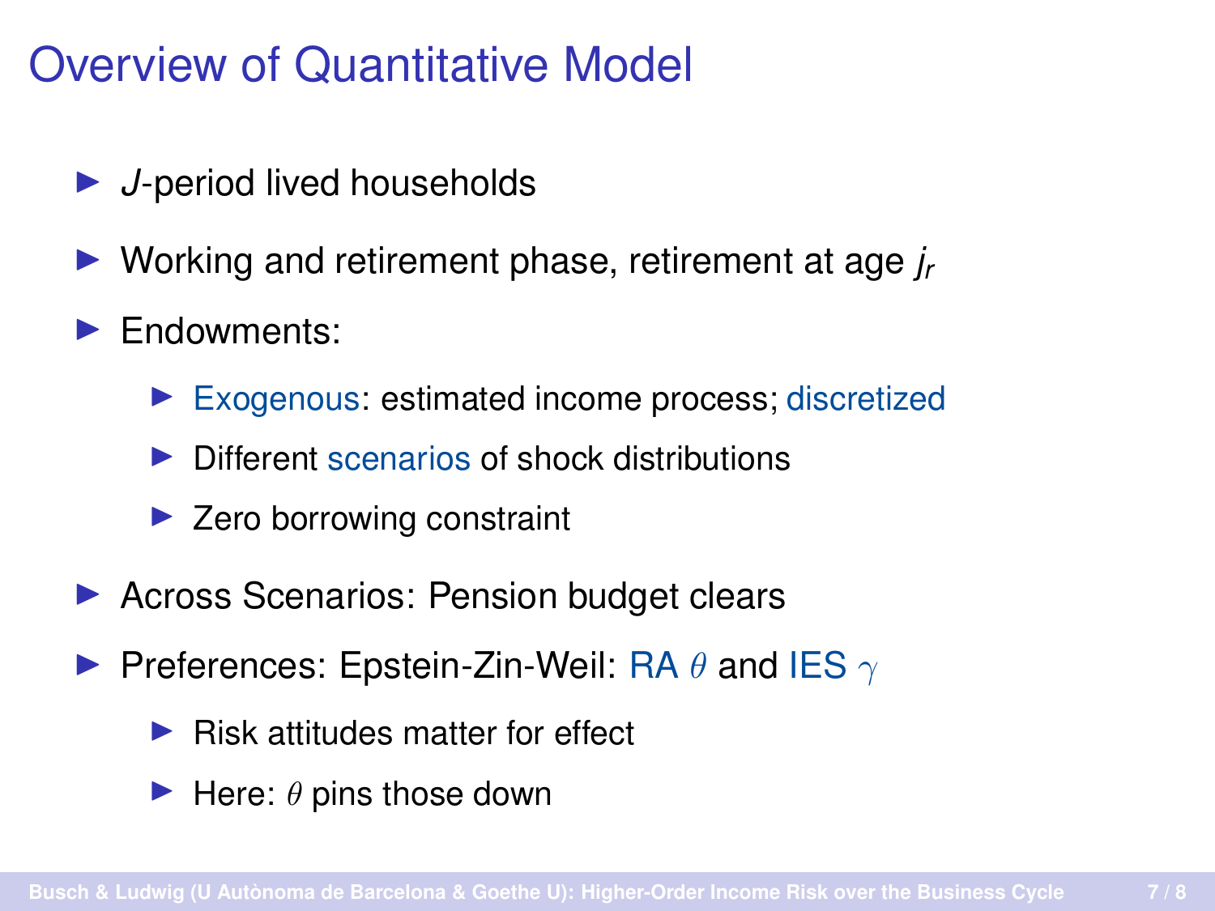# Overview of Quantitative Model

- $J$-period lived households
- Working and retirement phase, retirement at age $j_r$
- Endowments:
  - Exogenous: estimated income process; discretized
  - Different scenarios of shock distributions
  - Zero borrowing constraint
- Across Scenarios: Pension budget clears
- Preferences: Epstein-Zin-Weil: RA $\theta$ and IES $\gamma$
  - Risk attitudes matter for effect
  - Here: $\theta$ pins those down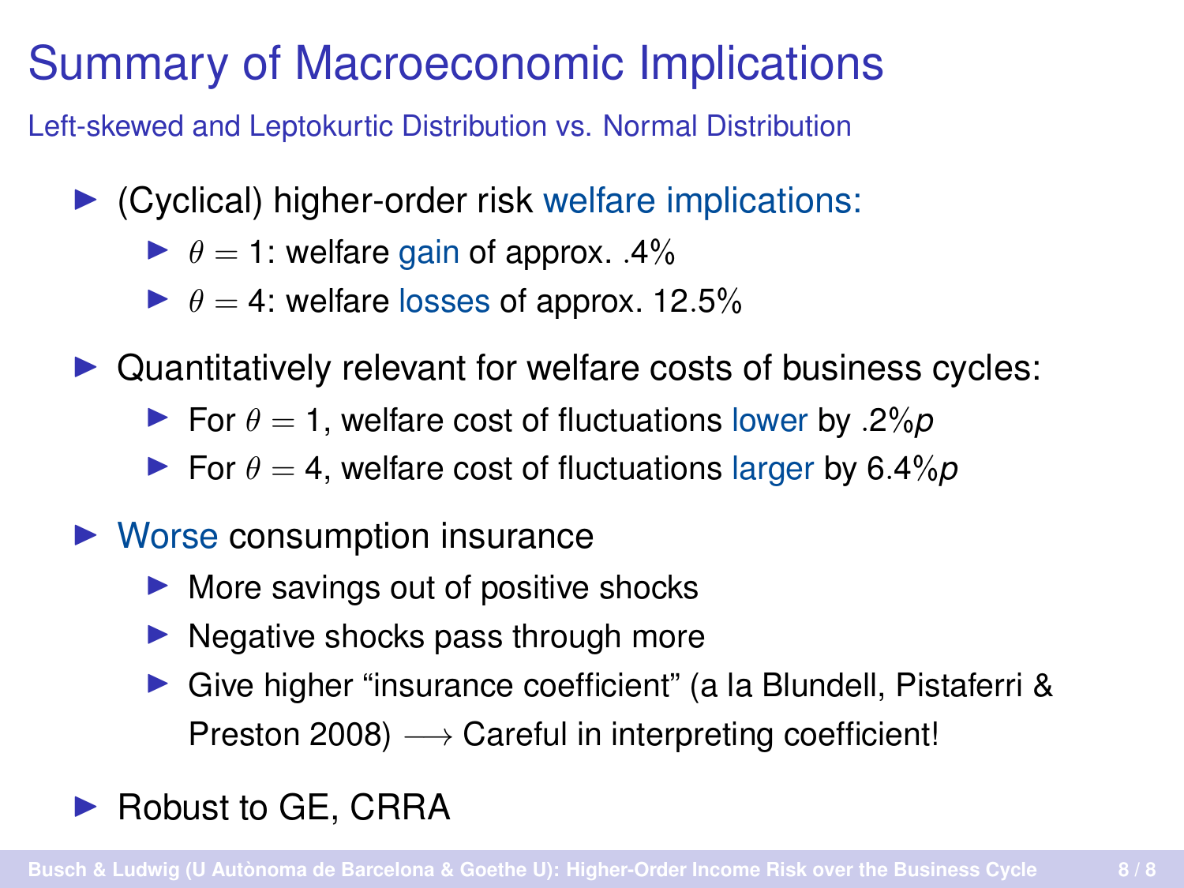# Summary of Macroeconomic Implications

Left-skewed and Leptokurtic Distribution vs. Normal Distribution

- (Cyclical) higher-order risk welfare implications:
  - $\theta = 1$: welfare gain of approx. .4%
  - $\theta = 4$: welfare losses of approx. 12.5%
- Quantitatively relevant for welfare costs of business cycles:
  - For $\theta = 1$, welfare cost of fluctuations lower by .2%*p*
  - For $\theta = 4$, welfare cost of fluctuations larger by 6.4%*p*
- Worse consumption insurance
  - More savings out of positive shocks
  - Negative shocks pass through more
  - Give higher "insurance coefficient" (a la Blundell, Pistaferri & Preston 2008) $\longrightarrow$ Careful in interpreting coefficient!
- Robust to GE, CRRA